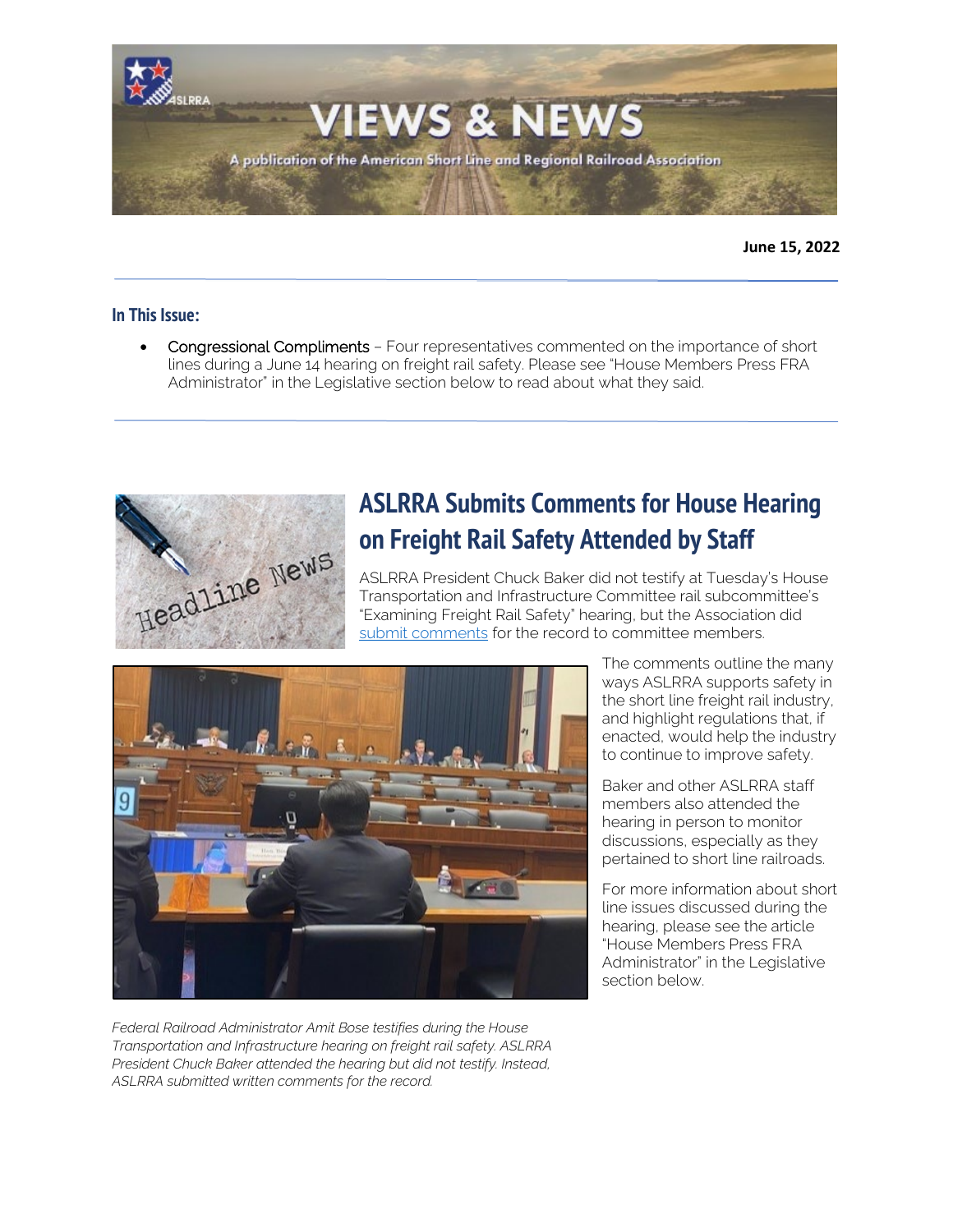# VIEWS & NEWS

A publication of the American Short Line and Regional Railroad Association

**June 15, 2022**

## In This Issue:

- Congressional Compliments – Four representatives commented on the importance of short lines during a June 14 hearing on freight rail safety. Please see "House Members Press FRA Administrator" in the Legislative section below to read about what they said.

## ASLRRA Submits Comments for House Hearing on Freight Rail Safety Attended by Staff

ASLRRA President Chuck Baker did not testify at Tuesday's House Transportation and Infrastructure Committee rail subcommittee's "Examining Freight Rail Safety" hearing, but the Association did submit comments for the record to committee members.

The comments outline the many ways ASLRRA supports safety in the short line freight rail industry, and highlight regulations that, if enacted, would help the industry to continue to improve safety.

Baker and other ASLRRA staff members also attended the hearing in person to monitor discussions, especially as they pertained to short line railroads.

For more information about short line issues discussed during the hearing, please see the article "House Members Press FRA Administrator" in the Legislative section below.

*Federal Railroad Administrator Amit Bose testifies during the House Transportation and Infrastructure hearing on freight rail safety. ASLRRA President Chuck Baker attended the hearing but did not testify. Instead, ASLRRA submitted written comments for the record.*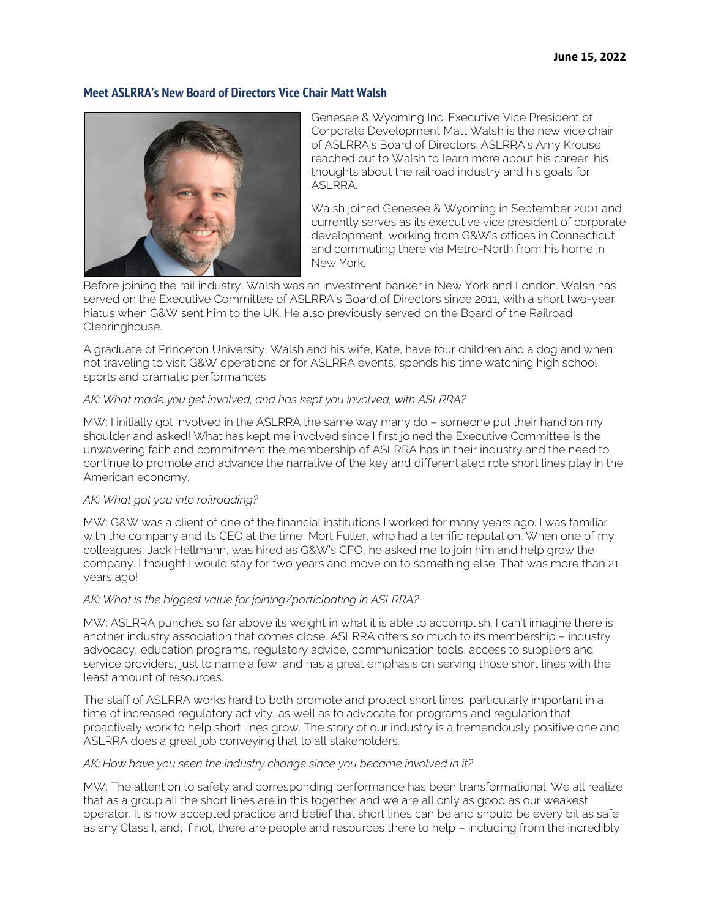**June 15, 2022**

## Meet ASLRRA's New Board of Directors Vice Chair Matt Walsh

Genesee & Wyoming Inc. Executive Vice President of Corporate Development Matt Walsh is the new vice chair of ASLRRA's Board of Directors. ASLRRA's Amy Krouse reached out to Walsh to learn more about his career, his thoughts about the railroad industry and his goals for ASLRRA.

Walsh joined Genesee & Wyoming in September 2001 and currently serves as its executive vice president of corporate development, working from G&W's offices in Connecticut and commuting there via Metro-North from his home in New York.

Before joining the rail industry, Walsh was an investment banker in New York and London. Walsh has served on the Executive Committee of ASLRRA's Board of Directors since 2011, with a short two-year hiatus when G&W sent him to the UK. He also previously served on the Board of the Railroad Clearinghouse.

A graduate of Princeton University, Walsh and his wife, Kate, have four children and a dog and when not traveling to visit G&W operations or for ASLRRA events, spends his time watching high school sports and dramatic performances.

*AK: What made you get involved, and has kept you involved, with ASLRRA?*

MW: I initially got involved in the ASLRRA the same way many do – someone put their hand on my shoulder and asked! What has kept me involved since I first joined the Executive Committee is the unwavering faith and commitment the membership of ASLRRA has in their industry and the need to continue to promote and advance the narrative of the key and differentiated role short lines play in the American economy.

*AK: What got you into railroading?*

MW: G&W was a client of one of the financial institutions I worked for many years ago. I was familiar with the company and its CEO at the time, Mort Fuller, who had a terrific reputation. When one of my colleagues, Jack Hellmann, was hired as G&W's CFO, he asked me to join him and help grow the company. I thought I would stay for two years and move on to something else. That was more than 21 years ago!

*AK: What is the biggest value for joining/participating in ASLRRA?*

MW: ASLRRA punches so far above its weight in what it is able to accomplish. I can't imagine there is another industry association that comes close. ASLRRA offers so much to its membership – industry advocacy, education programs, regulatory advice, communication tools, access to suppliers and service providers, just to name a few, and has a great emphasis on serving those short lines with the least amount of resources.

The staff of ASLRRA works hard to both promote and protect short lines, particularly important in a time of increased regulatory activity, as well as to advocate for programs and regulation that proactively work to help short lines grow. The story of our industry is a tremendously positive one and ASLRRA does a great job conveying that to all stakeholders.

*AK: How have you seen the industry change since you became involved in it?*

MW: The attention to safety and corresponding performance has been transformational. We all realize that as a group all the short lines are in this together and we are all only as good as our weakest operator. It is now accepted practice and belief that short lines can be and should be every bit as safe as any Class I, and, if not, there are people and resources there to help – including from the incredibly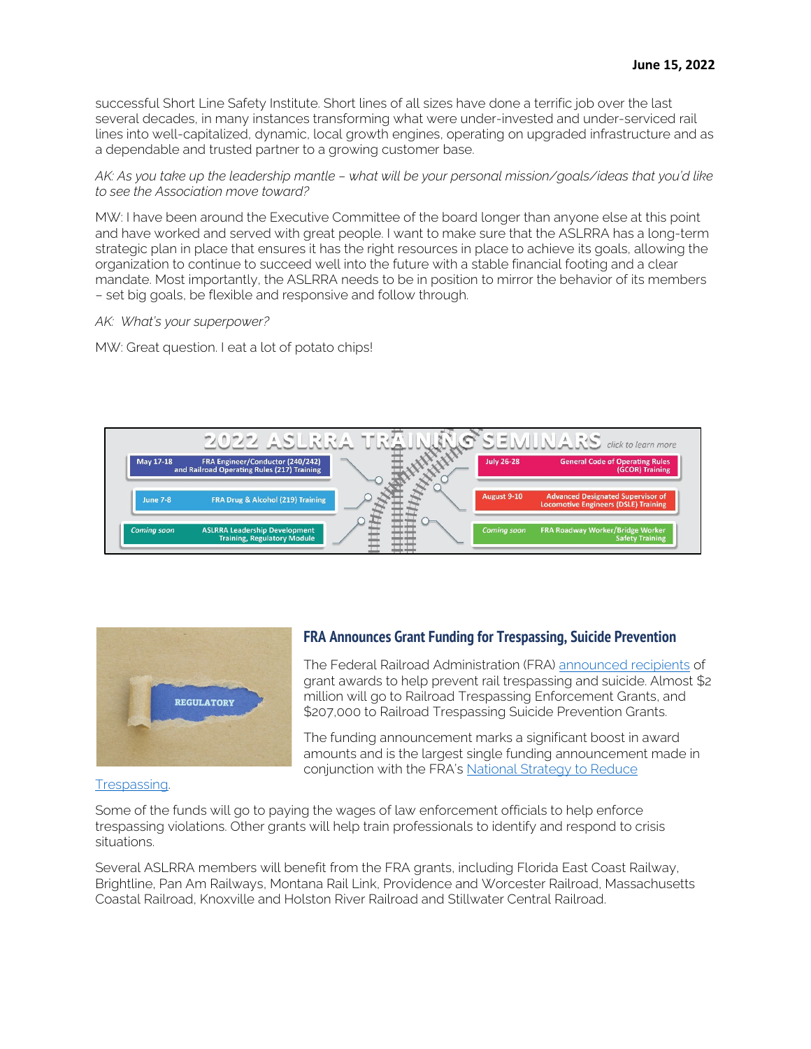successful Short Line Safety Institute. Short lines of all sizes have done a terrific job over the last several decades, in many instances transforming what were under-invested and under-serviced rail lines into well-capitalized, dynamic, local growth engines, operating on upgraded infrastructure and as a dependable and trusted partner to a growing customer base.

*AK: As you take up the leadership mantle – what will be your personal mission/goals/ideas that you'd like to see the Association move toward?*

MW: I have been around the Executive Committee of the board longer than anyone else at this point and have worked and served with great people. I want to make sure that the ASLRRA has a long-term strategic plan in place that ensures it has the right resources in place to achieve its goals, allowing the organization to continue to succeed well into the future with a stable financial footing and a clear mandate. Most importantly, the ASLRRA needs to be in position to mirror the behavior of its members – set big goals, be flexible and responsive and follow through.

*AK: What's your superpower?*

MW: Great question. I eat a lot of potato chips!

**2022 ASLRRA TRAINING SEMINARS** *click to learn more*

- May 17-18 — FRA Engineer/Conductor (240/242) and Railroad Operating Rules (217) Training
- June 7-8 — FRA Drug & Alcohol (219) Training
- *Coming soon* — ASLRRA Leadership Development Training, Regulatory Module
- July 26-28 — General Code of Operating Rules (GCOR) Training
- August 9-10 — Advanced Designated Supervisor of Locomotive Engineers (DSLE) Training
- *Coming soon* — FRA Roadway Worker/Bridge Worker Safety Training

REGULATORY

## FRA Announces Grant Funding for Trespassing, Suicide Prevention

The Federal Railroad Administration (FRA) announced recipients of grant awards to help prevent rail trespassing and suicide. Almost $2 million will go to Railroad Trespassing Enforcement Grants, and $207,000 to Railroad Trespassing Suicide Prevention Grants.

The funding announcement marks a significant boost in award amounts and is the largest single funding announcement made in conjunction with the FRA's National Strategy to Reduce Trespassing.

Some of the funds will go to paying the wages of law enforcement officials to help enforce trespassing violations. Other grants will help train professionals to identify and respond to crisis situations.

Several ASLRRA members will benefit from the FRA grants, including Florida East Coast Railway, Brightline, Pan Am Railways, Montana Rail Link, Providence and Worcester Railroad, Massachusetts Coastal Railroad, Knoxville and Holston River Railroad and Stillwater Central Railroad.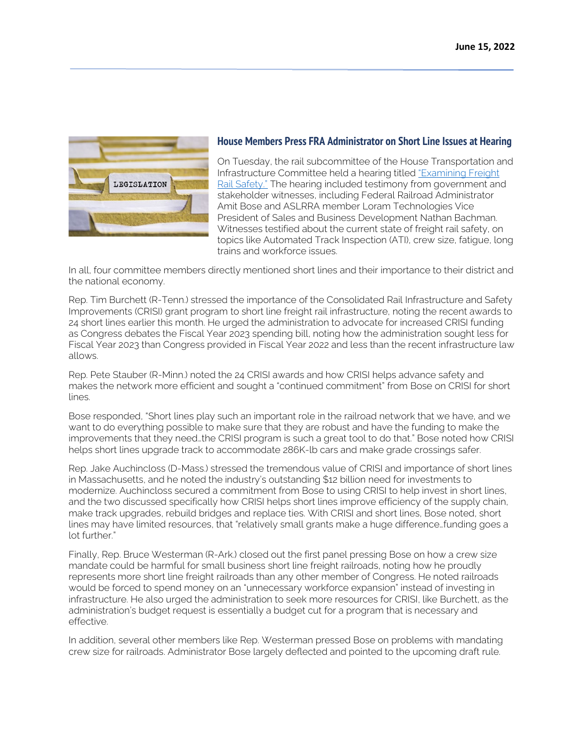June 15, 2022

## House Members Press FRA Administrator on Short Line Issues at Hearing

On Tuesday, the rail subcommittee of the House Transportation and Infrastructure Committee held a hearing titled "Examining Freight Rail Safety." The hearing included testimony from government and stakeholder witnesses, including Federal Railroad Administrator Amit Bose and ASLRRA member Loram Technologies Vice President of Sales and Business Development Nathan Bachman. Witnesses testified about the current state of freight rail safety, on topics like Automated Track Inspection (ATI), crew size, fatigue, long trains and workforce issues.

In all, four committee members directly mentioned short lines and their importance to their district and the national economy.

Rep. Tim Burchett (R-Tenn.) stressed the importance of the Consolidated Rail Infrastructure and Safety Improvements (CRISI) grant program to short line freight rail infrastructure, noting the recent awards to 24 short lines earlier this month. He urged the administration to advocate for increased CRISI funding as Congress debates the Fiscal Year 2023 spending bill, noting how the administration sought less for Fiscal Year 2023 than Congress provided in Fiscal Year 2022 and less than the recent infrastructure law allows.

Rep. Pete Stauber (R-Minn.) noted the 24 CRISI awards and how CRISI helps advance safety and makes the network more efficient and sought a "continued commitment" from Bose on CRISI for short lines.

Bose responded, "Short lines play such an important role in the railroad network that we have, and we want to do everything possible to make sure that they are robust and have the funding to make the improvements that they need…the CRISI program is such a great tool to do that." Bose noted how CRISI helps short lines upgrade track to accommodate 286K-lb cars and make grade crossings safer.

Rep. Jake Auchincloss (D-Mass.) stressed the tremendous value of CRISI and importance of short lines in Massachusetts, and he noted the industry's outstanding $12 billion need for investments to modernize. Auchincloss secured a commitment from Bose to using CRISI to help invest in short lines, and the two discussed specifically how CRISI helps short lines improve efficiency of the supply chain, make track upgrades, rebuild bridges and replace ties. With CRISI and short lines, Bose noted, short lines may have limited resources, that "relatively small grants make a huge difference…funding goes a lot further."

Finally, Rep. Bruce Westerman (R-Ark.) closed out the first panel pressing Bose on how a crew size mandate could be harmful for small business short line freight railroads, noting how he proudly represents more short line freight railroads than any other member of Congress. He noted railroads would be forced to spend money on an "unnecessary workforce expansion" instead of investing in infrastructure. He also urged the administration to seek more resources for CRISI, like Burchett, as the administration's budget request is essentially a budget cut for a program that is necessary and effective.

In addition, several other members like Rep. Westerman pressed Bose on problems with mandating crew size for railroads. Administrator Bose largely deflected and pointed to the upcoming draft rule.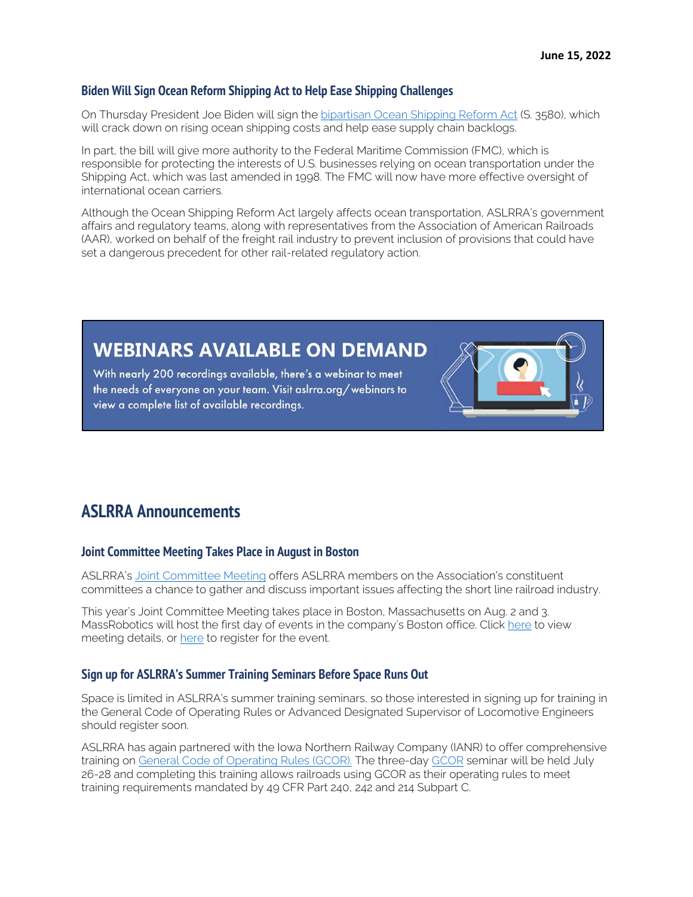**June 15, 2022**

### Biden Will Sign Ocean Reform Shipping Act to Help Ease Shipping Challenges

On Thursday President Joe Biden will sign the bipartisan Ocean Shipping Reform Act (S. 3580), which will crack down on rising ocean shipping costs and help ease supply chain backlogs.

In part, the bill will give more authority to the Federal Maritime Commission (FMC), which is responsible for protecting the interests of U.S. businesses relying on ocean transportation under the Shipping Act, which was last amended in 1998. The FMC will now have more effective oversight of international ocean carriers.

Although the Ocean Shipping Reform Act largely affects ocean transportation, ASLRRA's government affairs and regulatory teams, along with representatives from the Association of American Railroads (AAR), worked on behalf of the freight rail industry to prevent inclusion of provisions that could have set a dangerous precedent for other rail-related regulatory action.

**WEBINARS AVAILABLE ON DEMAND**

With nearly 200 recordings available, there's a webinar to meet the needs of everyone on your team. Visit aslrra.org/webinars to view a complete list of available recordings.

## ASLRRA Announcements

### Joint Committee Meeting Takes Place in August in Boston

ASLRRA's Joint Committee Meeting offers ASLRRA members on the Association's constituent committees a chance to gather and discuss important issues affecting the short line railroad industry.

This year's Joint Committee Meeting takes place in Boston, Massachusetts on Aug. 2 and 3. MassRobotics will host the first day of events in the company's Boston office. Click here to view meeting details, or here to register for the event.

### Sign up for ASLRRA's Summer Training Seminars Before Space Runs Out

Space is limited in ASLRRA's summer training seminars, so those interested in signing up for training in the General Code of Operating Rules or Advanced Designated Supervisor of Locomotive Engineers should register soon.

ASLRRA has again partnered with the Iowa Northern Railway Company (IANR) to offer comprehensive training on General Code of Operating Rules (GCOR). The three-day GCOR seminar will be held July 26-28 and completing this training allows railroads using GCOR as their operating rules to meet training requirements mandated by 49 CFR Part 240, 242 and 214 Subpart C.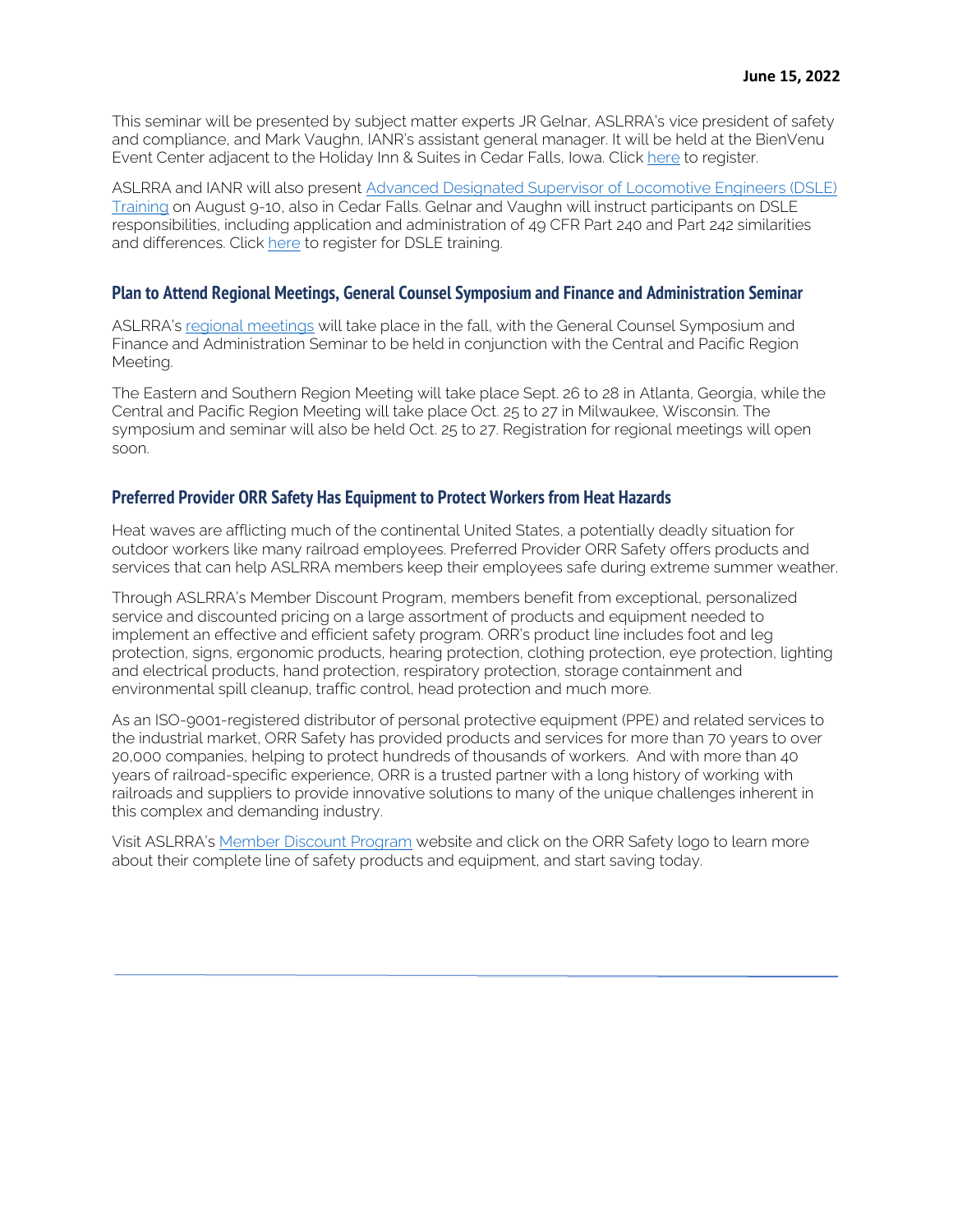This seminar will be presented by subject matter experts JR Gelnar, ASLRRA's vice president of safety and compliance, and Mark Vaughn, IANR's assistant general manager. It will be held at the BienVenu Event Center adjacent to the Holiday Inn & Suites in Cedar Falls, Iowa. Click here to register.

ASLRRA and IANR will also present Advanced Designated Supervisor of Locomotive Engineers (DSLE) Training on August 9-10, also in Cedar Falls. Gelnar and Vaughn will instruct participants on DSLE responsibilities, including application and administration of 49 CFR Part 240 and Part 242 similarities and differences. Click here to register for DSLE training.

## Plan to Attend Regional Meetings, General Counsel Symposium and Finance and Administration Seminar

ASLRRA's regional meetings will take place in the fall, with the General Counsel Symposium and Finance and Administration Seminar to be held in conjunction with the Central and Pacific Region Meeting.

The Eastern and Southern Region Meeting will take place Sept. 26 to 28 in Atlanta, Georgia, while the Central and Pacific Region Meeting will take place Oct. 25 to 27 in Milwaukee, Wisconsin. The symposium and seminar will also be held Oct. 25 to 27. Registration for regional meetings will open soon.

## Preferred Provider ORR Safety Has Equipment to Protect Workers from Heat Hazards

Heat waves are afflicting much of the continental United States, a potentially deadly situation for outdoor workers like many railroad employees. Preferred Provider ORR Safety offers products and services that can help ASLRRA members keep their employees safe during extreme summer weather.

Through ASLRRA's Member Discount Program, members benefit from exceptional, personalized service and discounted pricing on a large assortment of products and equipment needed to implement an effective and efficient safety program. ORR's product line includes foot and leg protection, signs, ergonomic products, hearing protection, clothing protection, eye protection, lighting and electrical products, hand protection, respiratory protection, storage containment and environmental spill cleanup, traffic control, head protection and much more.

As an ISO-9001-registered distributor of personal protective equipment (PPE) and related services to the industrial market, ORR Safety has provided products and services for more than 70 years to over 20,000 companies, helping to protect hundreds of thousands of workers. And with more than 40 years of railroad-specific experience, ORR is a trusted partner with a long history of working with railroads and suppliers to provide innovative solutions to many of the unique challenges inherent in this complex and demanding industry.

Visit ASLRRA's Member Discount Program website and click on the ORR Safety logo to learn more about their complete line of safety products and equipment, and start saving today.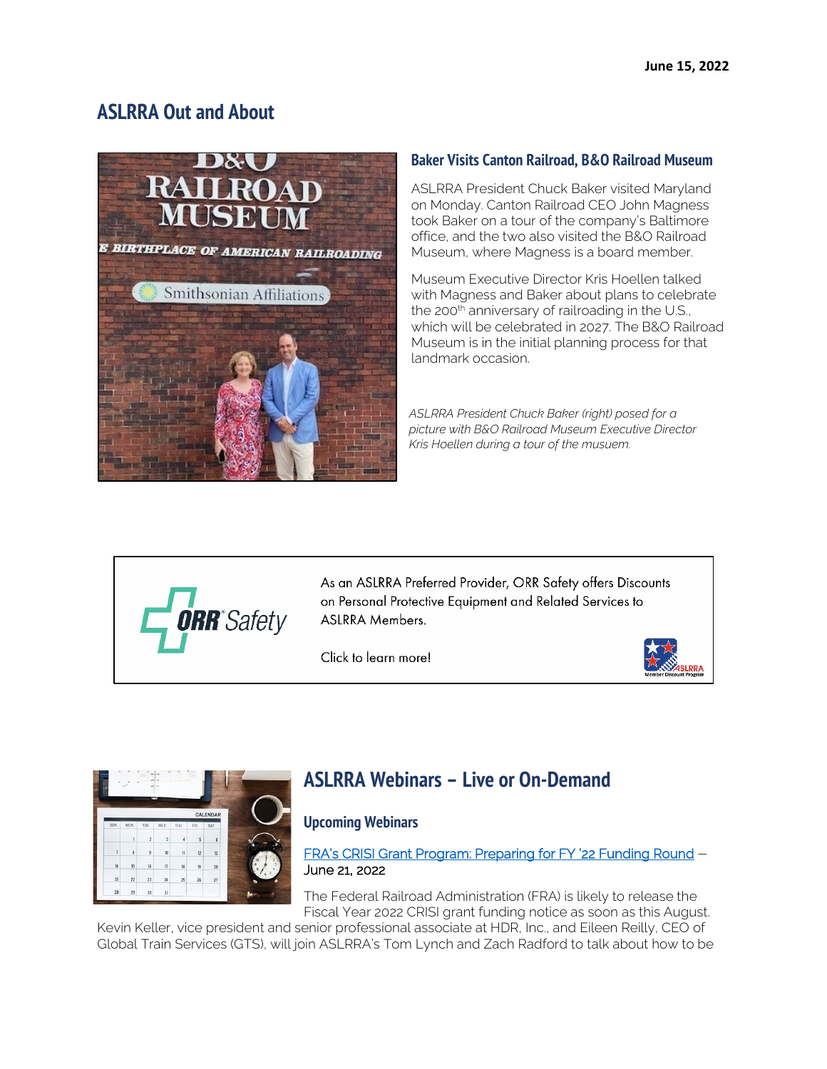June 15, 2022

## ASLRRA Out and About

### Baker Visits Canton Railroad, B&O Railroad Museum

ASLRRA President Chuck Baker visited Maryland on Monday. Canton Railroad CEO John Magness took Baker on a tour of the company's Baltimore office, and the two also visited the B&O Railroad Museum, where Magness is a board member.

Museum Executive Director Kris Hoellen talked with Magness and Baker about plans to celebrate the 200th anniversary of railroading in the U.S., which will be celebrated in 2027. The B&O Railroad Museum is in the initial planning process for that landmark occasion.

*ASLRRA President Chuck Baker (right) posed for a picture with B&O Railroad Museum Executive Director Kris Hoellen during a tour of the musuem.*

As an ASLRRA Preferred Provider, ORR Safety offers Discounts on Personal Protective Equipment and Related Services to ASLRRA Members.

Click to learn more!

## ASLRRA Webinars – Live or On-Demand

### Upcoming Webinars

FRA's CRISI Grant Program: Preparing for FY '22 Funding Round – June 21, 2022

The Federal Railroad Administration (FRA) is likely to release the Fiscal Year 2022 CRISI grant funding notice as soon as this August. Kevin Keller, vice president and senior professional associate at HDR, Inc., and Eileen Reilly, CEO of Global Train Services (GTS), will join ASLRRA's Tom Lynch and Zach Radford to talk about how to be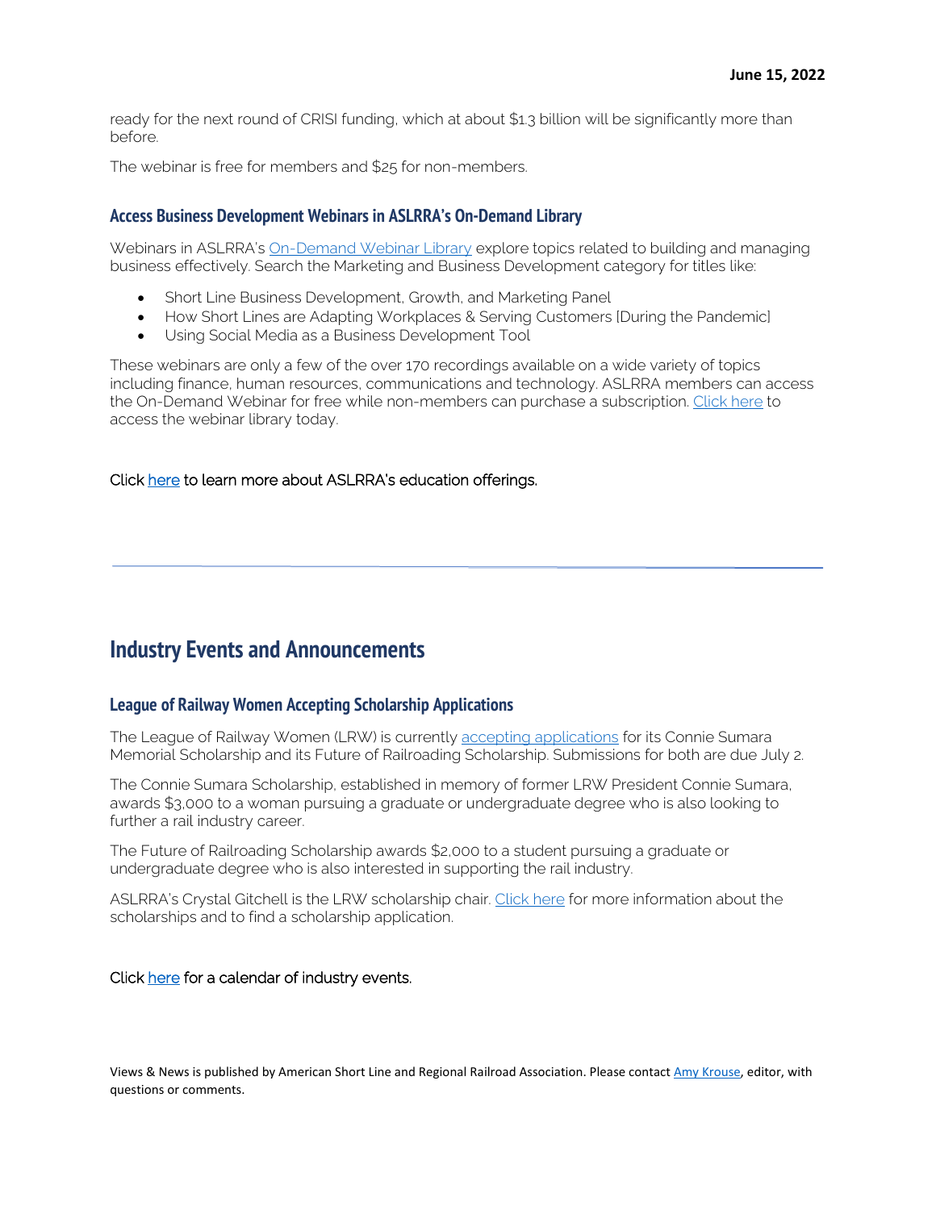ready for the next round of CRISI funding, which at about $1.3 billion will be significantly more than before.

The webinar is free for members and $25 for non-members.

### Access Business Development Webinars in ASLRRA's On-Demand Library

Webinars in ASLRRA's On-Demand Webinar Library explore topics related to building and managing business effectively. Search the Marketing and Business Development category for titles like:

- Short Line Business Development, Growth, and Marketing Panel
- How Short Lines are Adapting Workplaces & Serving Customers [During the Pandemic]
- Using Social Media as a Business Development Tool

These webinars are only a few of the over 170 recordings available on a wide variety of topics including finance, human resources, communications and technology. ASLRRA members can access the On-Demand Webinar for free while non-members can purchase a subscription. Click here to access the webinar library today.

Click here to learn more about ASLRRA's education offerings.

---

## Industry Events and Announcements

### League of Railway Women Accepting Scholarship Applications

The League of Railway Women (LRW) is currently accepting applications for its Connie Sumara Memorial Scholarship and its Future of Railroading Scholarship. Submissions for both are due July 2.

The Connie Sumara Scholarship, established in memory of former LRW President Connie Sumara, awards $3,000 to a woman pursuing a graduate or undergraduate degree who is also looking to further a rail industry career.

The Future of Railroading Scholarship awards $2,000 to a student pursuing a graduate or undergraduate degree who is also interested in supporting the rail industry.

ASLRRA's Crystal Gitchell is the LRW scholarship chair. Click here for more information about the scholarships and to find a scholarship application.

Click here for a calendar of industry events.

Views & News is published by American Short Line and Regional Railroad Association. Please contact Amy Krouse, editor, with questions or comments.